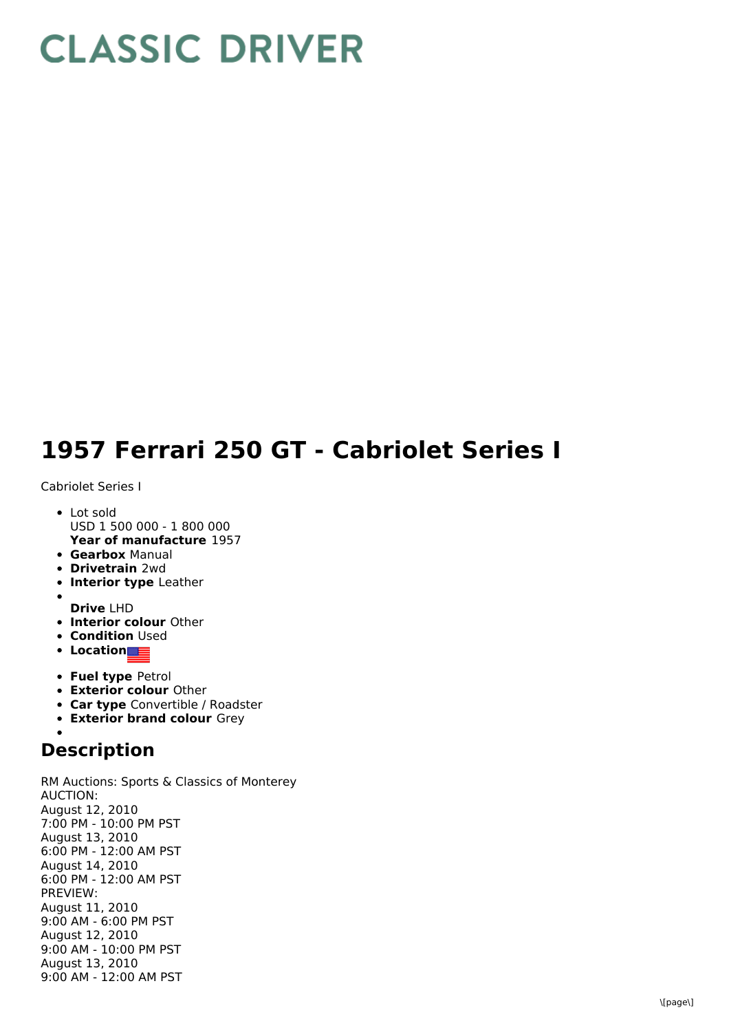# CLASSIC DRIVER

# 1957 Ferrari 250 GT - Cabriolet Series I

Cabriolet Series I

- Lot sold
  USD 1 500 000 - 1 800 000
  **Year of manufacture** 1957
- **Gearbox** Manual
- **Drivetrain** 2wd
- **Interior type** Leather
- 
  **Drive** LHD
- **Interior colour** Other
- **Condition** Used
- **Location**
- **Fuel type** Petrol
- **Exterior colour** Other
- **Car type** Convertible / Roadster
- **Exterior brand colour** Grey
- 

## Description

RM Auctions: Sports & Classics of Monterey
AUCTION:
August 12, 2010
7:00 PM - 10:00 PM PST
August 13, 2010
6:00 PM - 12:00 AM PST
August 14, 2010
6:00 PM - 12:00 AM PST
PREVIEW:
August 11, 2010
9:00 AM - 6:00 PM PST
August 12, 2010
9:00 AM - 10:00 PM PST
August 13, 2010
9:00 AM - 12:00 AM PST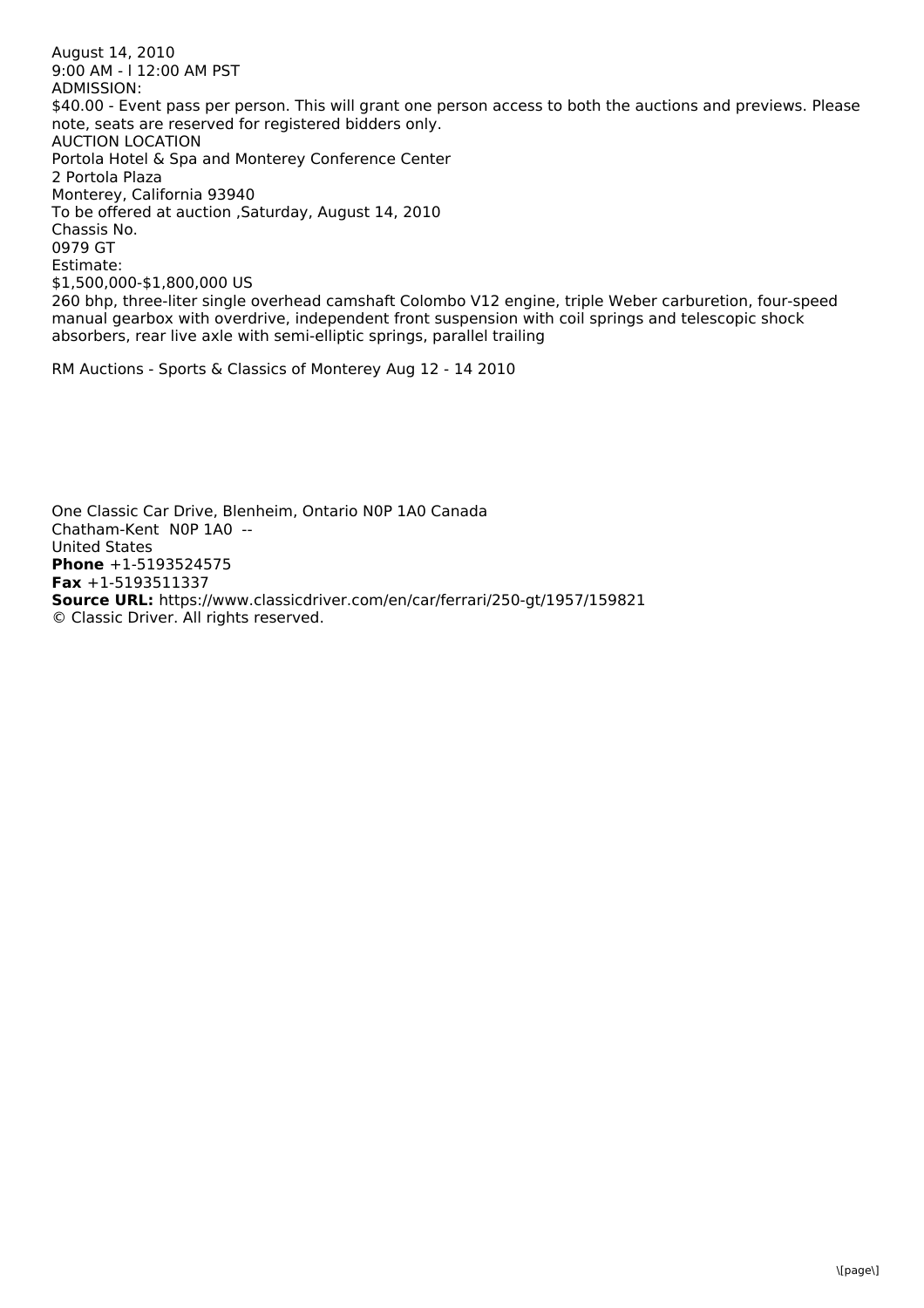August 14, 2010
9:00 AM - l 12:00 AM PST
ADMISSION:
$40.00 - Event pass per person. This will grant one person access to both the auctions and previews. Please note, seats are reserved for registered bidders only.
AUCTION LOCATION
Portola Hotel & Spa and Monterey Conference Center
2 Portola Plaza
Monterey, California 93940
To be offered at auction ,Saturday, August 14, 2010
Chassis No.
0979 GT
Estimate:
$1,500,000-$1,800,000 US
260 bhp, three-liter single overhead camshaft Colombo V12 engine, triple Weber carburetion, four-speed manual gearbox with overdrive, independent front suspension with coil springs and telescopic shock absorbers, rear live axle with semi-elliptic springs, parallel trailing

RM Auctions - Sports & Classics of Monterey Aug 12 - 14 2010

One Classic Car Drive, Blenheim, Ontario N0P 1A0 Canada
Chatham-Kent  N0P 1A0  --
United States
**Phone** +1-5193524575
**Fax** +1-5193511337
**Source URL:** https://www.classicdriver.com/en/car/ferrari/250-gt/1957/159821
© Classic Driver. All rights reserved.